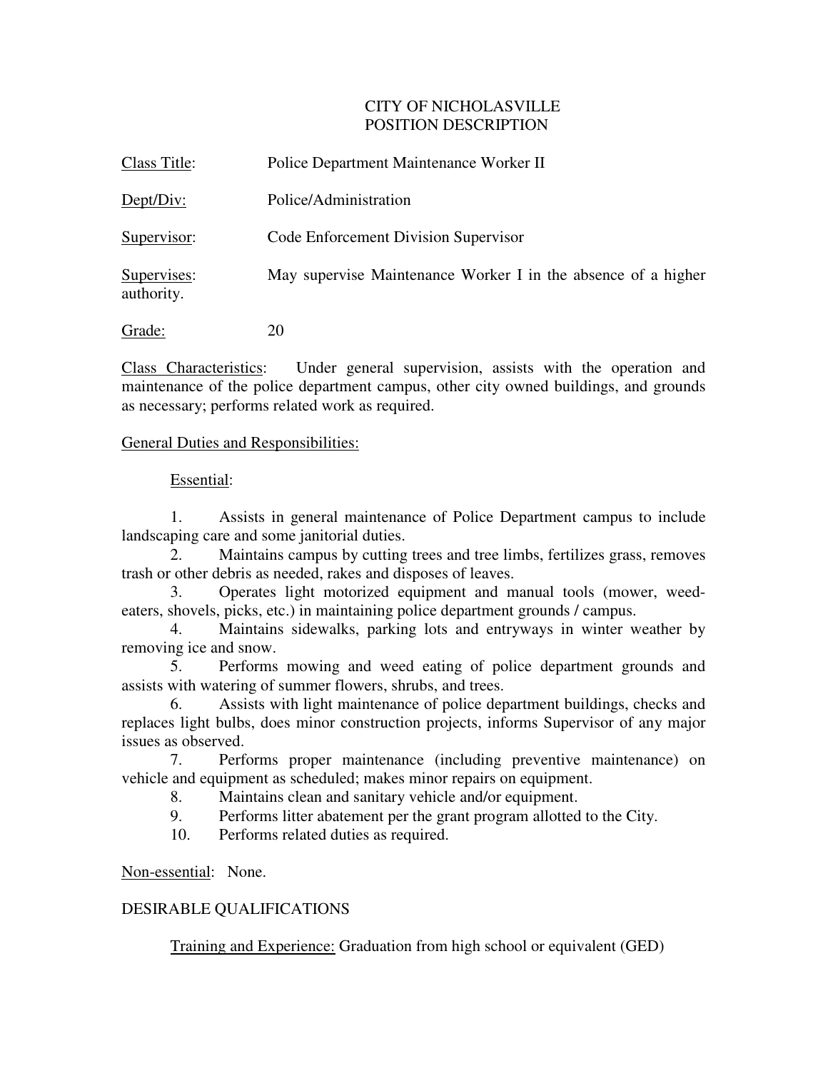# CITY OF NICHOLASVILLE
# POSITION DESCRIPTION

Class Title: Police Department Maintenance Worker II

Dept/Div: Police/Administration

Supervisor: Code Enforcement Division Supervisor

Supervises: May supervise Maintenance Worker I in the absence of a higher authority.

Grade: 20

Class Characteristics: Under general supervision, assists with the operation and maintenance of the police department campus, other city owned buildings, and grounds as necessary; performs related work as required.

## General Duties and Responsibilities:

### Essential:

1. Assists in general maintenance of Police Department campus to include landscaping care and some janitorial duties.
2. Maintains campus by cutting trees and tree limbs, fertilizes grass, removes trash or other debris as needed, rakes and disposes of leaves.
3. Operates light motorized equipment and manual tools (mower, weed-eaters, shovels, picks, etc.) in maintaining police department grounds / campus.
4. Maintains sidewalks, parking lots and entryways in winter weather by removing ice and snow.
5. Performs mowing and weed eating of police department grounds and assists with watering of summer flowers, shrubs, and trees.
6. Assists with light maintenance of police department buildings, checks and replaces light bulbs, does minor construction projects, informs Supervisor of any major issues as observed.
7. Performs proper maintenance (including preventive maintenance) on vehicle and equipment as scheduled; makes minor repairs on equipment.
8. Maintains clean and sanitary vehicle and/or equipment.
9. Performs litter abatement per the grant program allotted to the City.
10. Performs related duties as required.

Non-essential: None.

## DESIRABLE QUALIFICATIONS

Training and Experience: Graduation from high school or equivalent (GED)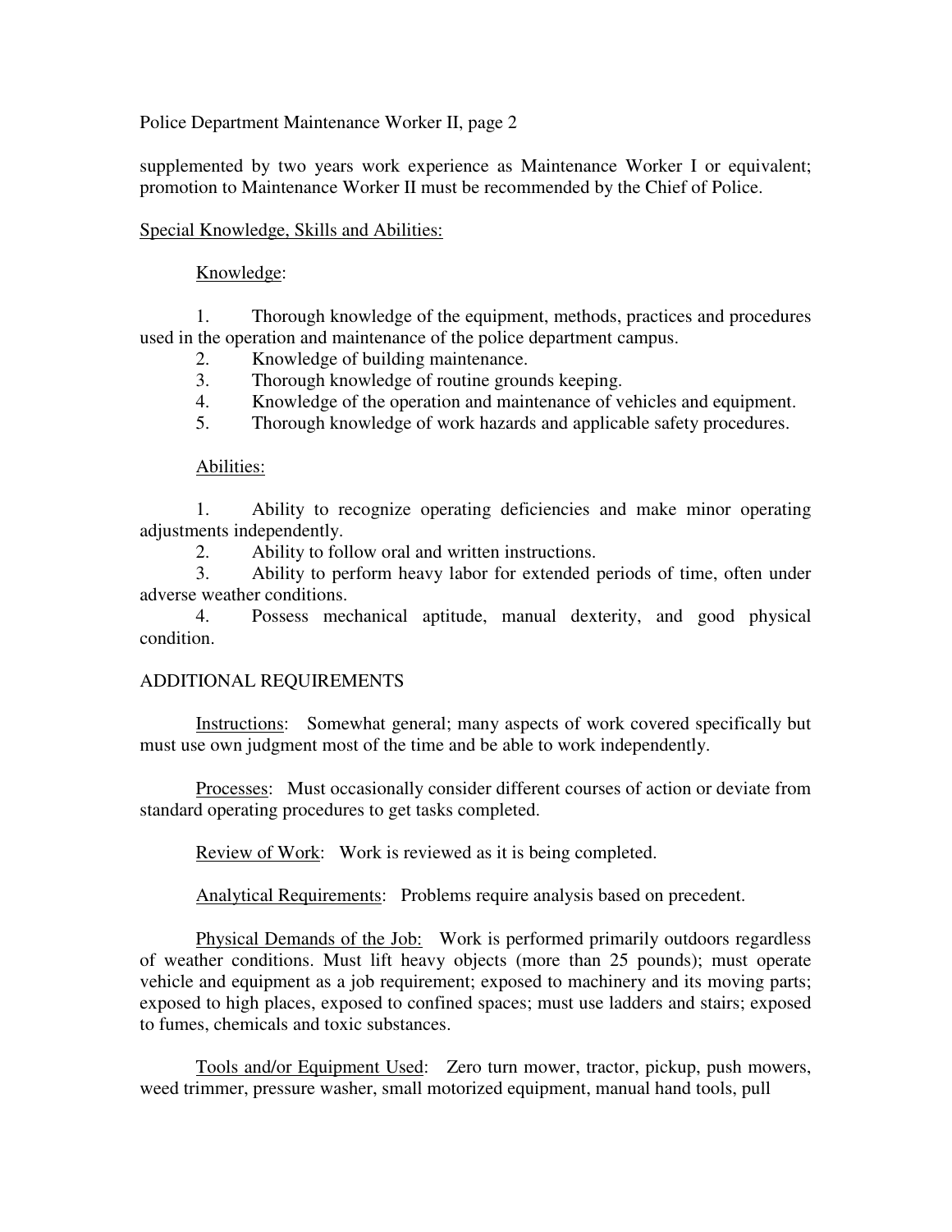supplemented by two years work experience as Maintenance Worker I or equivalent; promotion to Maintenance Worker II must be recommended by the Chief of Police.

Special Knowledge, Skills and Abilities:

Knowledge:

1. Thorough knowledge of the equipment, methods, practices and procedures used in the operation and maintenance of the police department campus.
2. Knowledge of building maintenance.
3. Thorough knowledge of routine grounds keeping.
4. Knowledge of the operation and maintenance of vehicles and equipment.
5. Thorough knowledge of work hazards and applicable safety procedures.

Abilities:

1. Ability to recognize operating deficiencies and make minor operating adjustments independently.
2. Ability to follow oral and written instructions.
3. Ability to perform heavy labor for extended periods of time, often under adverse weather conditions.
4. Possess mechanical aptitude, manual dexterity, and good physical condition.

ADDITIONAL REQUIREMENTS

Instructions: Somewhat general; many aspects of work covered specifically but must use own judgment most of the time and be able to work independently.

Processes: Must occasionally consider different courses of action or deviate from standard operating procedures to get tasks completed.

Review of Work: Work is reviewed as it is being completed.

Analytical Requirements: Problems require analysis based on precedent.

Physical Demands of the Job: Work is performed primarily outdoors regardless of weather conditions. Must lift heavy objects (more than 25 pounds); must operate vehicle and equipment as a job requirement; exposed to machinery and its moving parts; exposed to high places, exposed to confined spaces; must use ladders and stairs; exposed to fumes, chemicals and toxic substances.

Tools and/or Equipment Used: Zero turn mower, tractor, pickup, push mowers, weed trimmer, pressure washer, small motorized equipment, manual hand tools, pull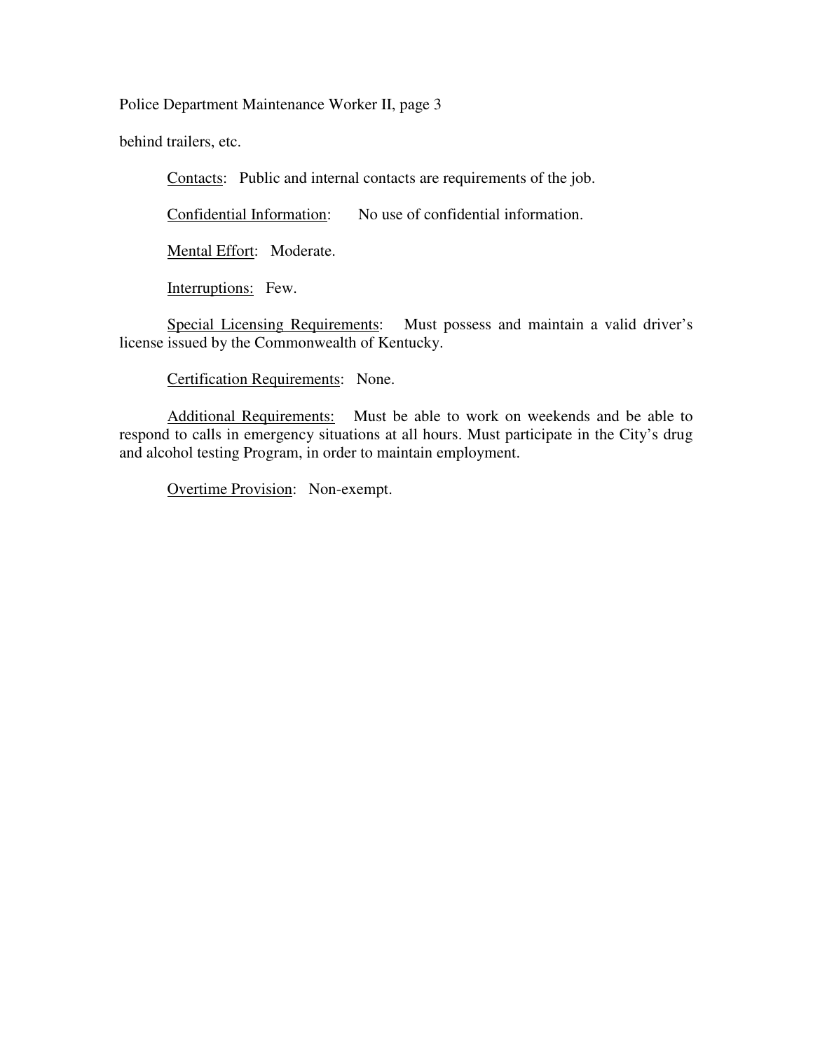behind trailers, etc.

Contacts: Public and internal contacts are requirements of the job.

Confidential Information: No use of confidential information.

Mental Effort: Moderate.

Interruptions: Few.

Special Licensing Requirements: Must possess and maintain a valid driver's license issued by the Commonwealth of Kentucky.

Certification Requirements: None.

Additional Requirements: Must be able to work on weekends and be able to respond to calls in emergency situations at all hours. Must participate in the City's drug and alcohol testing Program, in order to maintain employment.

Overtime Provision: Non-exempt.